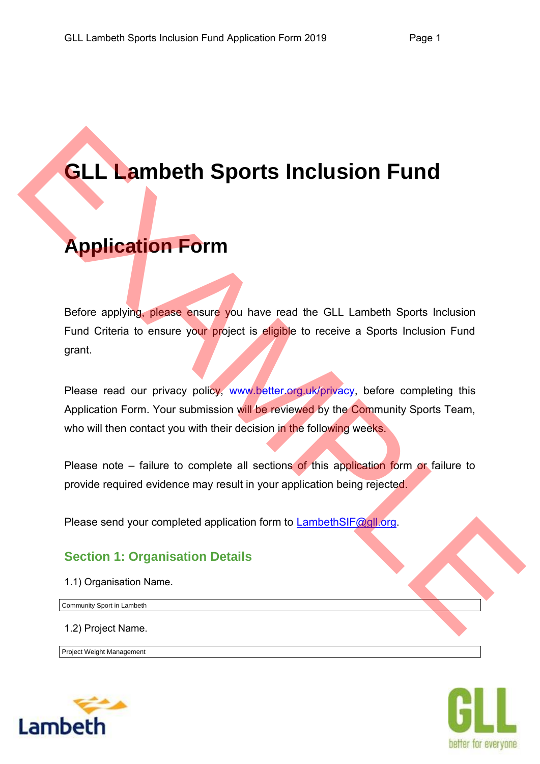# GLL Lambeth Sports Inclusion Fund

# Application Form

Before applying, please ensure you have read the GLL Lambeth Sports Inclusion Fund Criteria to ensure your project is eligible to receive a Sports Inclusion Fund grant.

Please read our privacy policy, www.better.org.uk/privacy, before completing this Application Form. Your submission will be reviewed by the Community Sports Team, who will then contact you with their decision in the following weeks.

Please note – failure to complete all sections of this application form or failure to provide required evidence may result in your application being rejected.

Please send your completed application form to LambethSIF@gll.org.

## Section 1: Organisation Details

1.1) Organisation Name.

Community Sport in Lambeth

1.2) Project Name.

Project Weight Management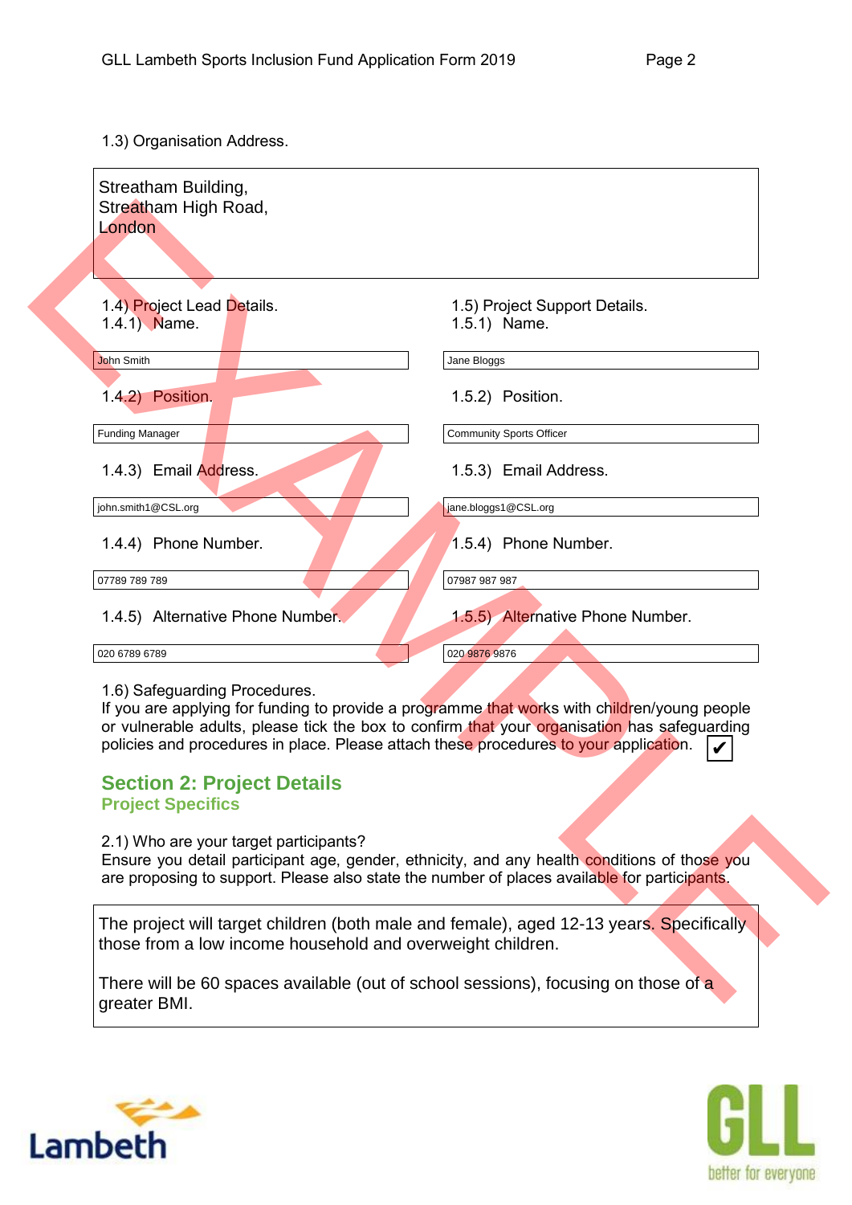1.3) Organisation Address.

Streatham Building,
Streatham High Road,
London

1.4) Project Lead Details.
1.4.1) Name.

John Smith

1.4.2) Position.

Funding Manager

1.4.3) Email Address.

john.smith1@CSL.org

1.4.4) Phone Number.

07789 789 789

1.4.5) Alternative Phone Number.

020 6789 6789

1.5) Project Support Details.
1.5.1) Name.

Jane Bloggs

1.5.2) Position.

Community Sports Officer

1.5.3) Email Address.

jane.bloggs1@CSL.org

1.5.4) Phone Number.

07987 987 987

1.5.5) Alternative Phone Number.

020 9876 9876

1.6) Safeguarding Procedures.
If you are applying for funding to provide a programme that works with children/young people or vulnerable adults, please tick the box to confirm that your organisation has safeguarding policies and procedures in place. Please attach these procedures to your application. ✔

## Section 2: Project Details

### Project Specifics

2.1) Who are your target participants?
Ensure you detail participant age, gender, ethnicity, and any health conditions of those you are proposing to support. Please also state the number of places available for participants.

The project will target children (both male and female), aged 12-13 years. Specifically those from a low income household and overweight children.

There will be 60 spaces available (out of school sessions), focusing on those of a greater BMI.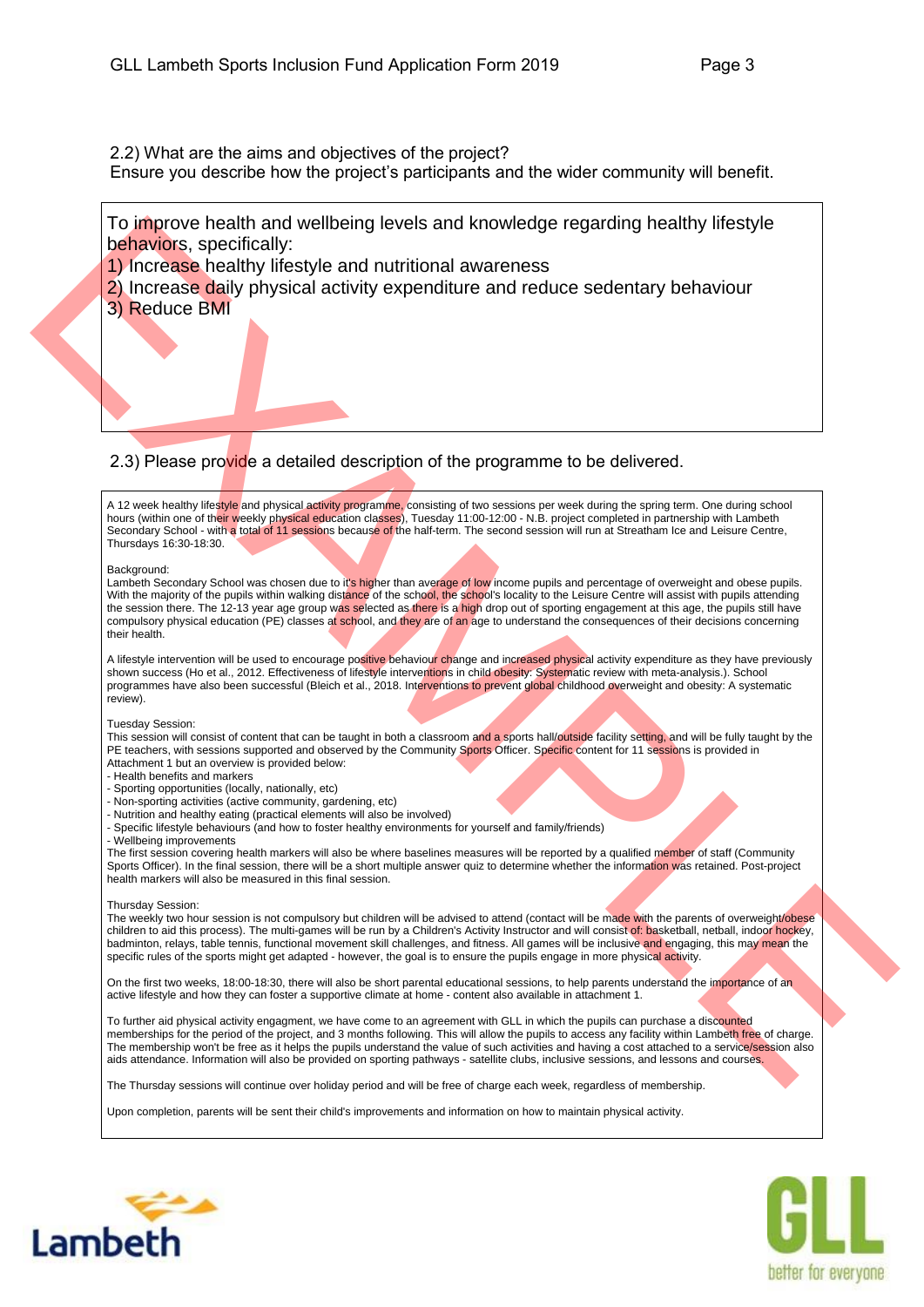2.2) What are the aims and objectives of the project?
Ensure you describe how the project's participants and the wider community will benefit.

To improve health and wellbeing levels and knowledge regarding healthy lifestyle behaviors, specifically:
1) Increase healthy lifestyle and nutritional awareness
2) Increase daily physical activity expenditure and reduce sedentary behaviour
3) Reduce BMI

2.3) Please provide a detailed description of the programme to be delivered.

A 12 week healthy lifestyle and physical activity programme, consisting of two sessions per week during the spring term. One during school hours (within one of their weekly physical education classes), Tuesday 11:00-12:00 - N.B. project completed in partnership with Lambeth Secondary School - with a total of 11 sessions because of the half-term. The second session will run at Streatham Ice and Leisure Centre, Thursdays 16:30-18:30.

Background:
Lambeth Secondary School was chosen due to it's higher than average of low income pupils and percentage of overweight and obese pupils. With the majority of the pupils within walking distance of the school, the school's locality to the Leisure Centre will assist with pupils attending the session there. The 12-13 year age group was selected as there is a high drop out of sporting engagement at this age, the pupils still have compulsory physical education (PE) classes at school, and they are of an age to understand the consequences of their decisions concerning their health.

A lifestyle intervention will be used to encourage positive behaviour change and increased physical activity expenditure as they have previously shown success (Ho et al., 2012. Effectiveness of lifestyle interventions in child obesity: Systematic review with meta-analysis.). School programmes have also been successful (Bleich et al., 2018. Interventions to prevent global childhood overweight and obesity: A systematic review).

Tuesday Session:
This session will consist of content that can be taught in both a classroom and a sports hall/outside facility setting, and will be fully taught by the PE teachers, with sessions supported and observed by the Community Sports Officer. Specific content for 11 sessions is provided in Attachment 1 but an overview is provided below:
- Health benefits and markers
- Sporting opportunities (locally, nationally, etc)
- Non-sporting activities (active community, gardening, etc)
- Nutrition and healthy eating (practical elements will also be involved)
- Specific lifestyle behaviours (and how to foster healthy environments for yourself and family/friends)
- Wellbeing improvements

The first session covering health markers will also be where baselines measures will be reported by a qualified member of staff (Community Sports Officer). In the final session, there will be a short multiple answer quiz to determine whether the information was retained. Post-project health markers will also be measured in this final session.

Thursday Session:
The weekly two hour session is not compulsory but children will be advised to attend (contact will be made with the parents of overweight/obese children to aid this process). The multi-games will be run by a Children's Activity Instructor and will consist of: basketball, netball, indoor hockey, badminton, relays, table tennis, functional movement skill challenges, and fitness. All games will be inclusive and engaging, this may mean the specific rules of the sports might get adapted - however, the goal is to ensure the pupils engage in more physical activity.

On the first two weeks, 18:00-18:30, there will also be short parental educational sessions, to help parents understand the importance of an active lifestyle and how they can foster a supportive climate at home - content also available in attachment 1.

To further aid physical activity engagment, we have come to an agreement with GLL in which the pupils can purchase a discounted memberships for the period of the project, and 3 months following. This will allow the pupils to access any facility within Lambeth free of charge. The membership won't be free as it helps the pupils understand the value of such activities and having a cost attached to a service/session also aids attendance. Information will also be provided on sporting pathways - satellite clubs, inclusive sessions, and lessons and courses.

The Thursday sessions will continue over holiday period and will be free of charge each week, regardless of membership.

Upon completion, parents will be sent their child's improvements and information on how to maintain physical activity.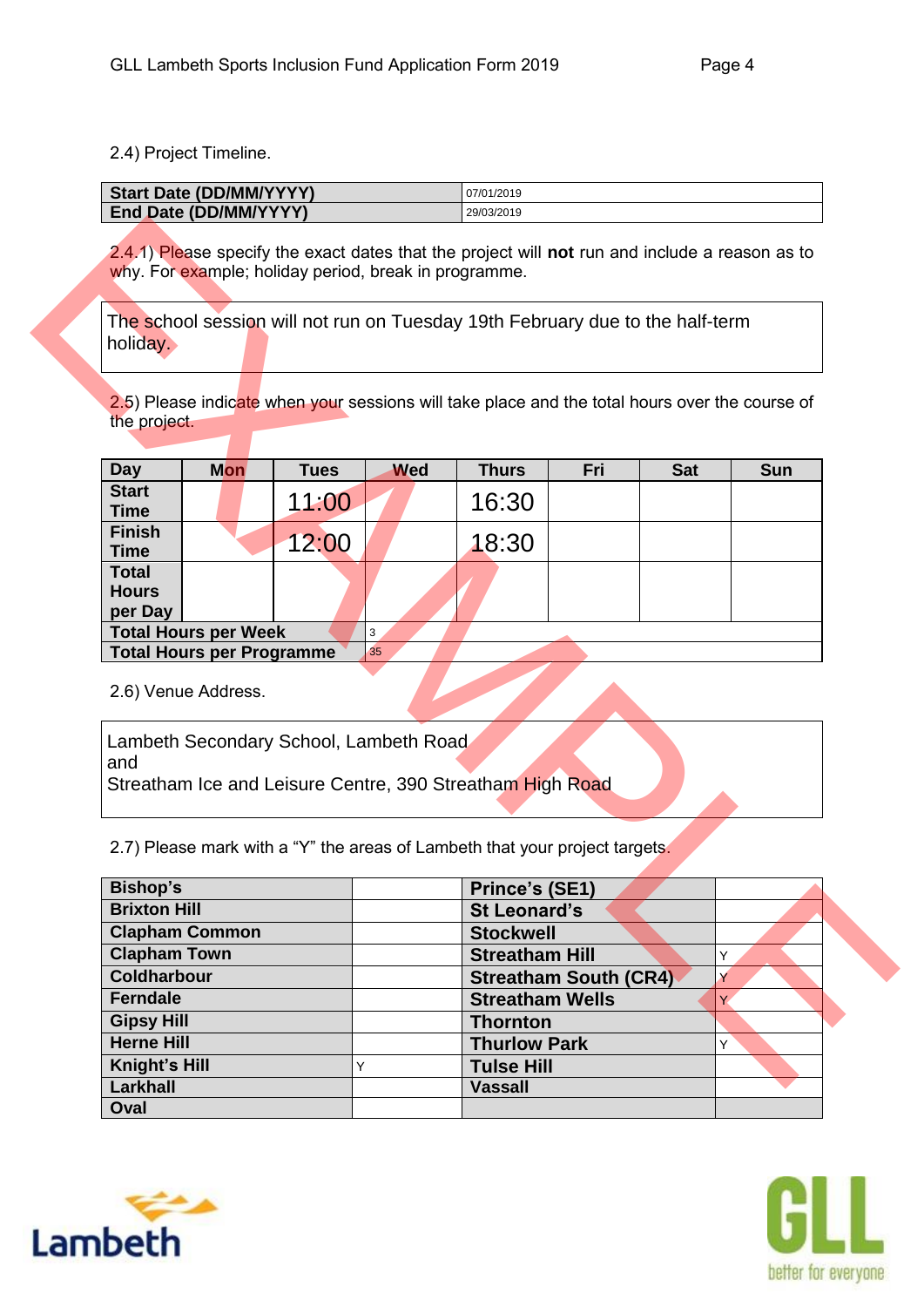2.4) Project Timeline.

| Start Date (DD/MM/YYYY) | 07/01/2019 |
|---|---|
| End Date (DD/MM/YYYY) | 29/03/2019 |

2.4.1) Please specify the exact dates that the project will **not** run and include a reason as to why. For example; holiday period, break in programme.

The school session will not run on Tuesday 19th February due to the half-term holiday.

2.5) Please indicate when your sessions will take place and the total hours over the course of the project.

| Day | Mon | Tues | Wed | Thurs | Fri | Sat | Sun |
|---|---|---|---|---|---|---|---|
| Start Time | | 11:00 | | 16:30 | | | |
| Finish Time | | 12:00 | | 18:30 | | | |
| Total Hours per Day | | | | | | | |
| Total Hours per Week | | 3 | | | | | |
| Total Hours per Programme | | 35 | | | | | |

2.6) Venue Address.

Lambeth Secondary School, Lambeth Road
and
Streatham Ice and Leisure Centre, 390 Streatham High Road

2.7) Please mark with a "Y" the areas of Lambeth that your project targets.

| Area | | Area | |
|---|---|---|---|
| Bishop's | | Prince's (SE1) | |
| Brixton Hill | | St Leonard's | |
| Clapham Common | | Stockwell | |
| Clapham Town | | Streatham Hill | Y |
| Coldharbour | | Streatham South (CR4) | Y |
| Ferndale | | Streatham Wells | Y |
| Gipsy Hill | | Thornton | |
| Herne Hill | | Thurlow Park | Y |
| Knight's Hill | Y | Tulse Hill | |
| Larkhall | | Vassall | |
| Oval | | | |

EXAMPLE

Lambeth

GLL better for everyone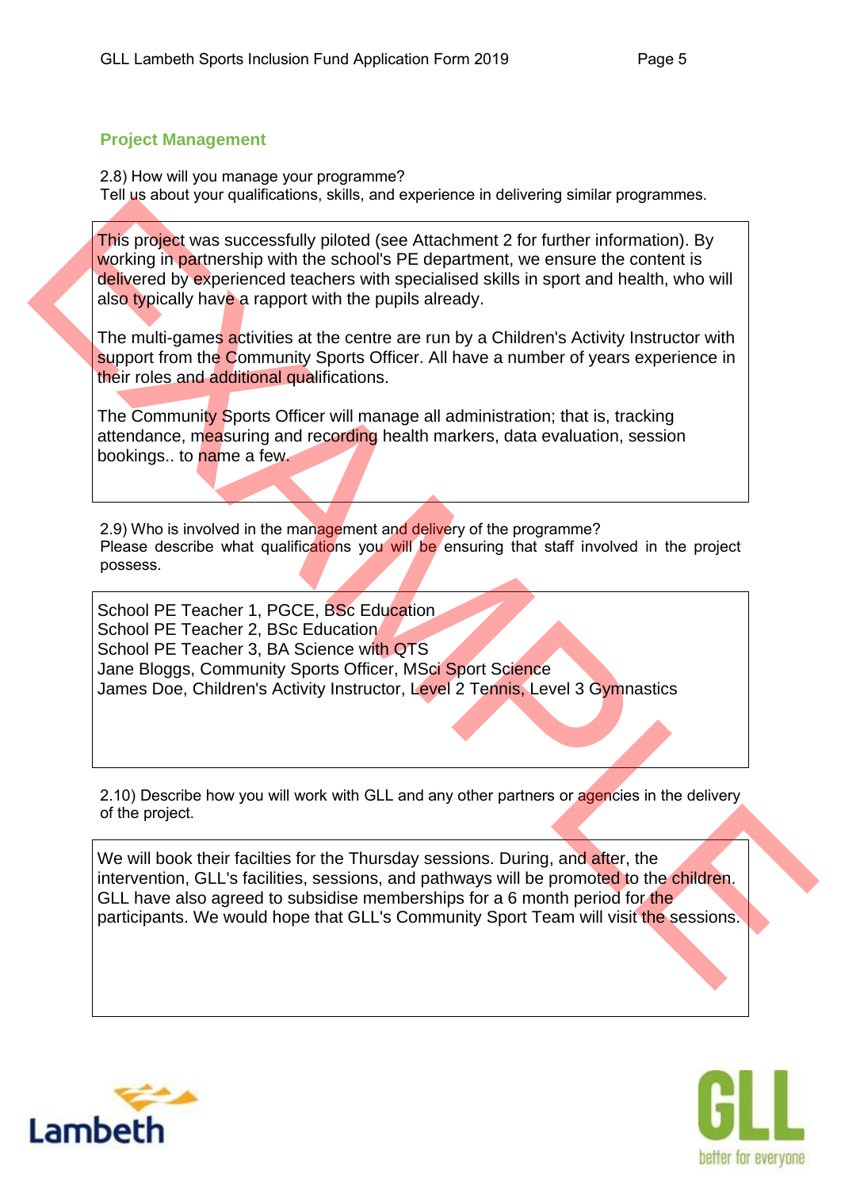## Project Management

2.8) How will you manage your programme?
Tell us about your qualifications, skills, and experience in delivering similar programmes.

This project was successfully piloted (see Attachment 2 for further information). By working in partnership with the school's PE department, we ensure the content is delivered by experienced teachers with specialised skills in sport and health, who will also typically have a rapport with the pupils already.

The multi-games activities at the centre are run by a Children's Activity Instructor with support from the Community Sports Officer. All have a number of years experience in their roles and additional qualifications.

The Community Sports Officer will manage all administration; that is, tracking attendance, measuring and recording health markers, data evaluation, session bookings.. to name a few.

2.9) Who is involved in the management and delivery of the programme?
Please describe what qualifications you will be ensuring that staff involved in the project possess.

School PE Teacher 1, PGCE, BSc Education
School PE Teacher 2, BSc Education
School PE Teacher 3, BA Science with QTS
Jane Bloggs, Community Sports Officer, MSci Sport Science
James Doe, Children's Activity Instructor, Level 2 Tennis, Level 3 Gymnastics

2.10) Describe how you will work with GLL and any other partners or agencies in the delivery of the project.

We will book their facilties for the Thursday sessions. During, and after, the intervention, GLL's facilities, sessions, and pathways will be promoted to the children. GLL have also agreed to subsidise memberships for a 6 month period for the participants. We would hope that GLL's Community Sport Team will visit the sessions.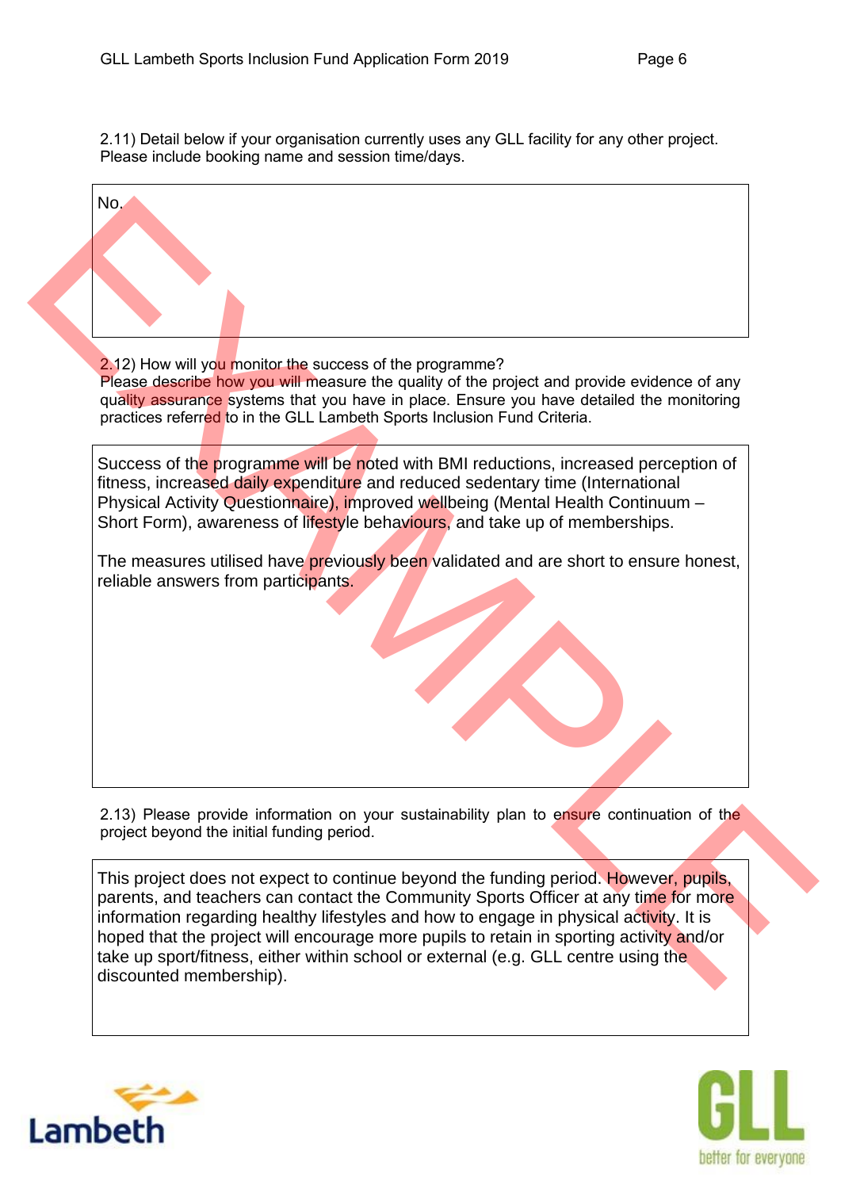2.11) Detail below if your organisation currently uses any GLL facility for any other project. Please include booking name and session time/days.

No.

2.12) How will you monitor the success of the programme?
Please describe how you will measure the quality of the project and provide evidence of any quality assurance systems that you have in place. Ensure you have detailed the monitoring practices referred to in the GLL Lambeth Sports Inclusion Fund Criteria.

Success of the programme will be noted with BMI reductions, increased perception of fitness, increased daily expenditure and reduced sedentary time (International Physical Activity Questionnaire), improved wellbeing (Mental Health Continuum – Short Form), awareness of lifestyle behaviours, and take up of memberships.

The measures utilised have previously been validated and are short to ensure honest, reliable answers from participants.

2.13) Please provide information on your sustainability plan to ensure continuation of the project beyond the initial funding period.

This project does not expect to continue beyond the funding period. However, pupils, parents, and teachers can contact the Community Sports Officer at any time for more information regarding healthy lifestyles and how to engage in physical activity. It is hoped that the project will encourage more pupils to retain in sporting activity and/or take up sport/fitness, either within school or external (e.g. GLL centre using the discounted membership).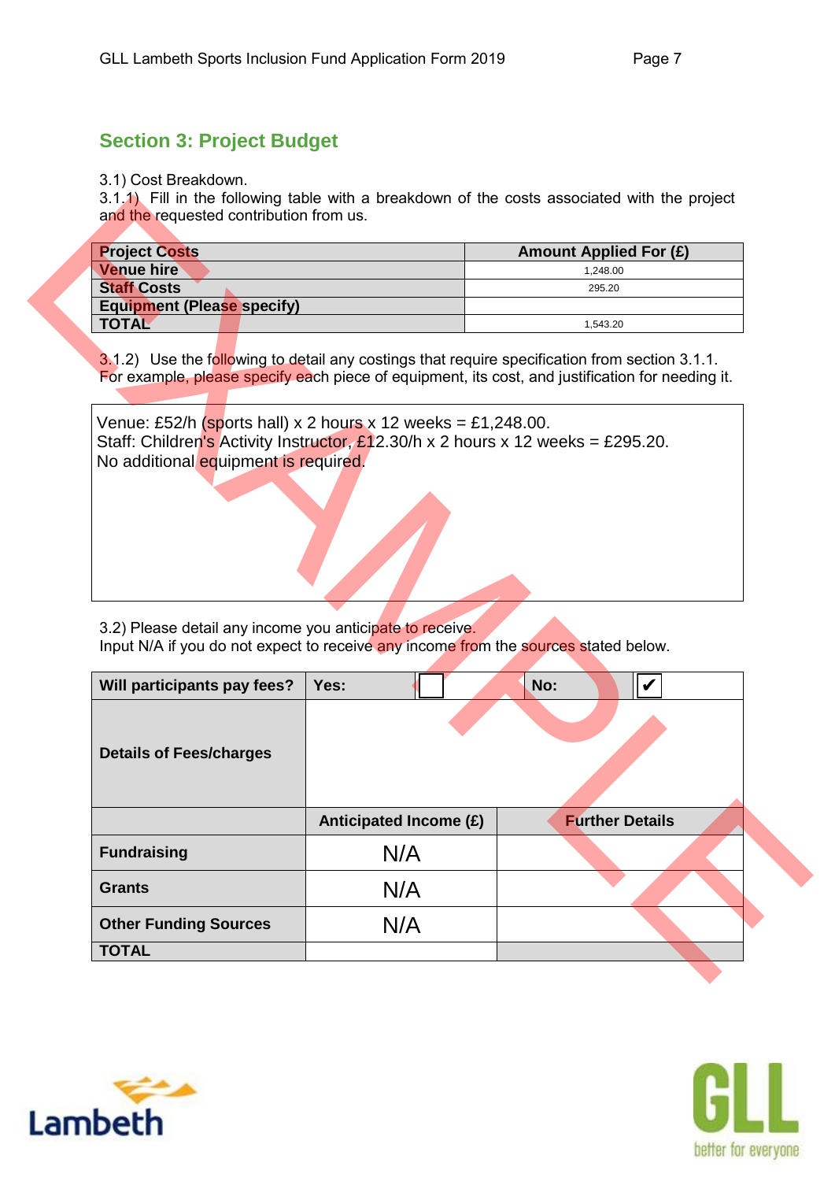## Section 3: Project Budget

3.1) Cost Breakdown.

3.1.1) Fill in the following table with a breakdown of the costs associated with the project and the requested contribution from us.

| Project Costs | Amount Applied For (£) |
|---|---|
| Venue hire | 1,248.00 |
| Staff Costs | 295.20 |
| Equipment (Please specify) | |
| TOTAL | 1,543.20 |

3.1.2) Use the following to detail any costings that require specification from section 3.1.1. For example, please specify each piece of equipment, its cost, and justification for needing it.

> Venue: £52/h (sports hall) x 2 hours x 12 weeks = £1,248.00.
> Staff: Children's Activity Instructor, £12.30/h x 2 hours x 12 weeks = £295.20.
> No additional equipment is required.

3.2) Please detail any income you anticipate to receive.
Input N/A if you do not expect to receive any income from the sources stated below.

| Will participants pay fees? | Yes: ☐ | No: ☑ |
|---|---|---|
| Details of Fees/charges | | |
| | Anticipated Income (£) | Further Details |
| Fundraising | N/A | |
| Grants | N/A | |
| Other Funding Sources | N/A | |
| TOTAL | | |

EXAMPLE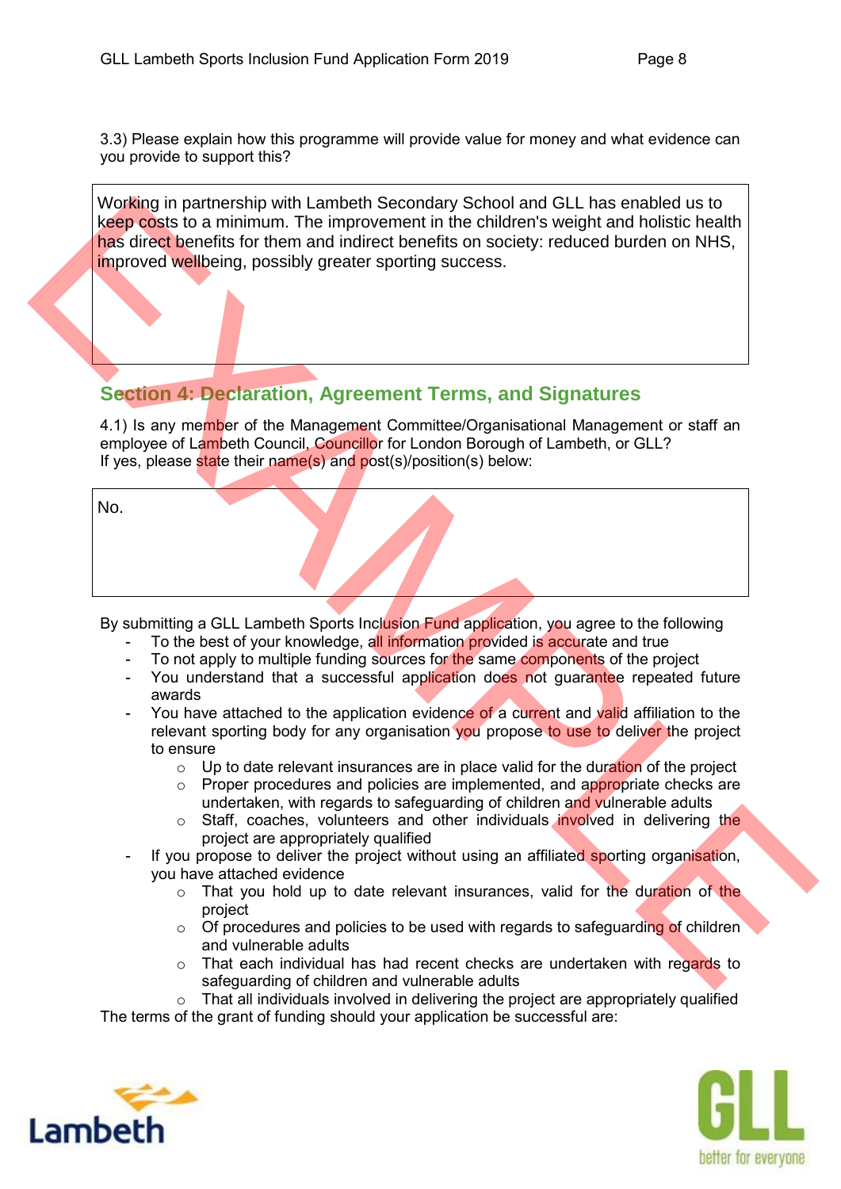3.3) Please explain how this programme will provide value for money and what evidence can you provide to support this?

> Working in partnership with Lambeth Secondary School and GLL has enabled us to keep costs to a minimum. The improvement in the children's weight and holistic health has direct benefits for them and indirect benefits on society: reduced burden on NHS, improved wellbeing, possibly greater sporting success.

## Section 4: Declaration, Agreement Terms, and Signatures

4.1) Is any member of the Management Committee/Organisational Management or staff an employee of Lambeth Council, Councillor for London Borough of Lambeth, or GLL?
If yes, please state their name(s) and post(s)/position(s) below:

> No.

By submitting a GLL Lambeth Sports Inclusion Fund application, you agree to the following

- To the best of your knowledge, all information provided is accurate and true
- To not apply to multiple funding sources for the same components of the project
- You understand that a successful application does not guarantee repeated future awards
- You have attached to the application evidence of a current and valid affiliation to the relevant sporting body for any organisation you propose to use to deliver the project to ensure
  - Up to date relevant insurances are in place valid for the duration of the project
  - Proper procedures and policies are implemented, and appropriate checks are undertaken, with regards to safeguarding of children and vulnerable adults
  - Staff, coaches, volunteers and other individuals involved in delivering the project are appropriately qualified
- If you propose to deliver the project without using an affiliated sporting organisation, you have attached evidence
  - That you hold up to date relevant insurances, valid for the duration of the project
  - Of procedures and policies to be used with regards to safeguarding of children and vulnerable adults
  - That each individual has had recent checks are undertaken with regards to safeguarding of children and vulnerable adults
  - That all individuals involved in delivering the project are appropriately qualified

The terms of the grant of funding should your application be successful are: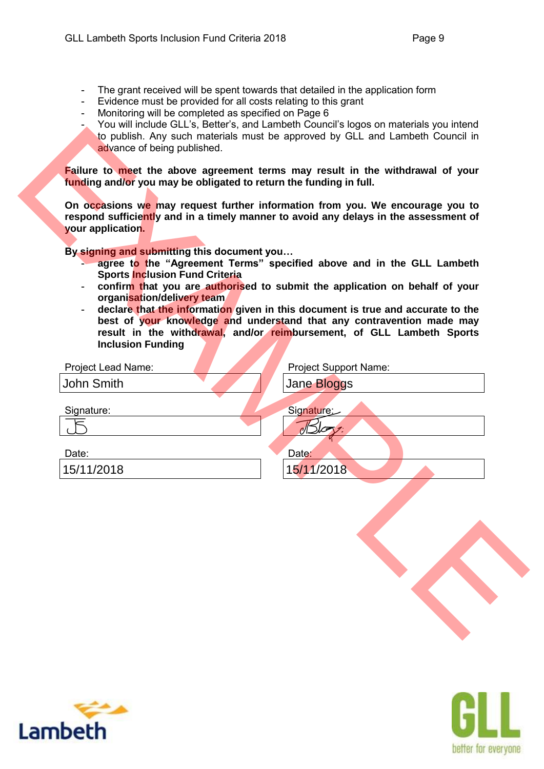- The grant received will be spent towards that detailed in the application form
- Evidence must be provided for all costs relating to this grant
- Monitoring will be completed as specified on Page 6
- You will include GLL's, Better's, and Lambeth Council's logos on materials you intend to publish. Any such materials must be approved by GLL and Lambeth Council in advance of being published.

**Failure to meet the above agreement terms may result in the withdrawal of your funding and/or you may be obligated to return the funding in full.**

**On occasions we may request further information from you. We encourage you to respond sufficiently and in a timely manner to avoid any delays in the assessment of your application.**

**By signing and submitting this document you…**

- **agree to the "Agreement Terms" specified above and in the GLL Lambeth Sports Inclusion Fund Criteria**
- **confirm that you are authorised to submit the application on behalf of your organisation/delivery team**
- **declare that the information given in this document is true and accurate to the best of your knowledge and understand that any contravention made may result in the withdrawal, and/or reimbursement, of GLL Lambeth Sports Inclusion Funding**

| Project Lead Name: | Project Support Name: |
|---|---|
| John Smith | Jane Bloggs |
| Signature: | Signature: |
| JS | JBloggs |
| Date: | Date: |
| 15/11/2018 | 15/11/2018 |

EXAMPLE

Lambeth

GLL better for everyone